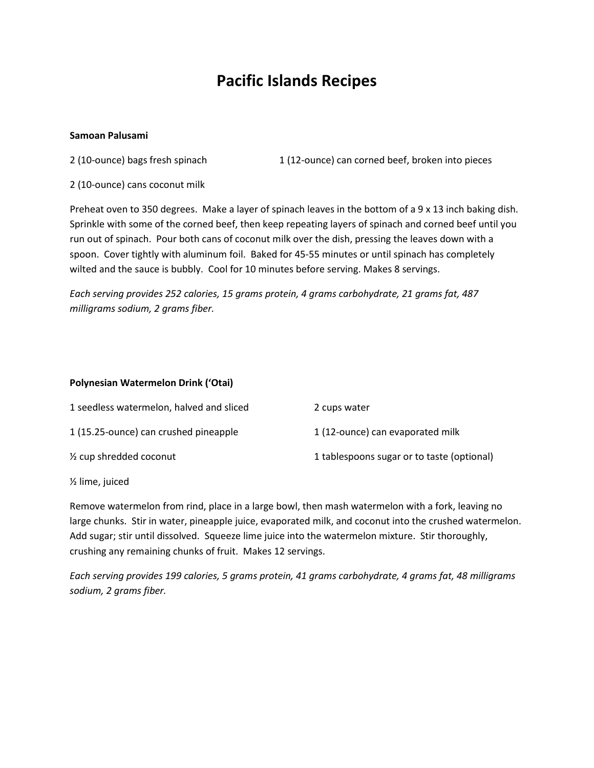# Pacific Islands Recipes

**Samoan Palusami**

2 (10-ounce) bags fresh spinach

1 (12-ounce) can corned beef, broken into pieces

2 (10-ounce) cans coconut milk

Preheat oven to 350 degrees. Make a layer of spinach leaves in the bottom of a 9 x 13 inch baking dish. Sprinkle with some of the corned beef, then keep repeating layers of spinach and corned beef until you run out of spinach. Pour both cans of coconut milk over the dish, pressing the leaves down with a spoon. Cover tightly with aluminum foil. Baked for 45-55 minutes or until spinach has completely wilted and the sauce is bubbly. Cool for 10 minutes before serving. Makes 8 servings.

*Each serving provides 252 calories, 15 grams protein, 4 grams carbohydrate, 21 grams fat, 487 milligrams sodium, 2 grams fiber.*

**Polynesian Watermelon Drink (‘Otai)**

1 seedless watermelon, halved and sliced

2 cups water

1 (15.25-ounce) can crushed pineapple

1 (12-ounce) can evaporated milk

½ cup shredded coconut

1 tablespoons sugar or to taste (optional)

½ lime, juiced

Remove watermelon from rind, place in a large bowl, then mash watermelon with a fork, leaving no large chunks. Stir in water, pineapple juice, evaporated milk, and coconut into the crushed watermelon. Add sugar; stir until dissolved. Squeeze lime juice into the watermelon mixture. Stir thoroughly, crushing any remaining chunks of fruit. Makes 12 servings.

*Each serving provides 199 calories, 5 grams protein, 41 grams carbohydrate, 4 grams fat, 48 milligrams sodium, 2 grams fiber.*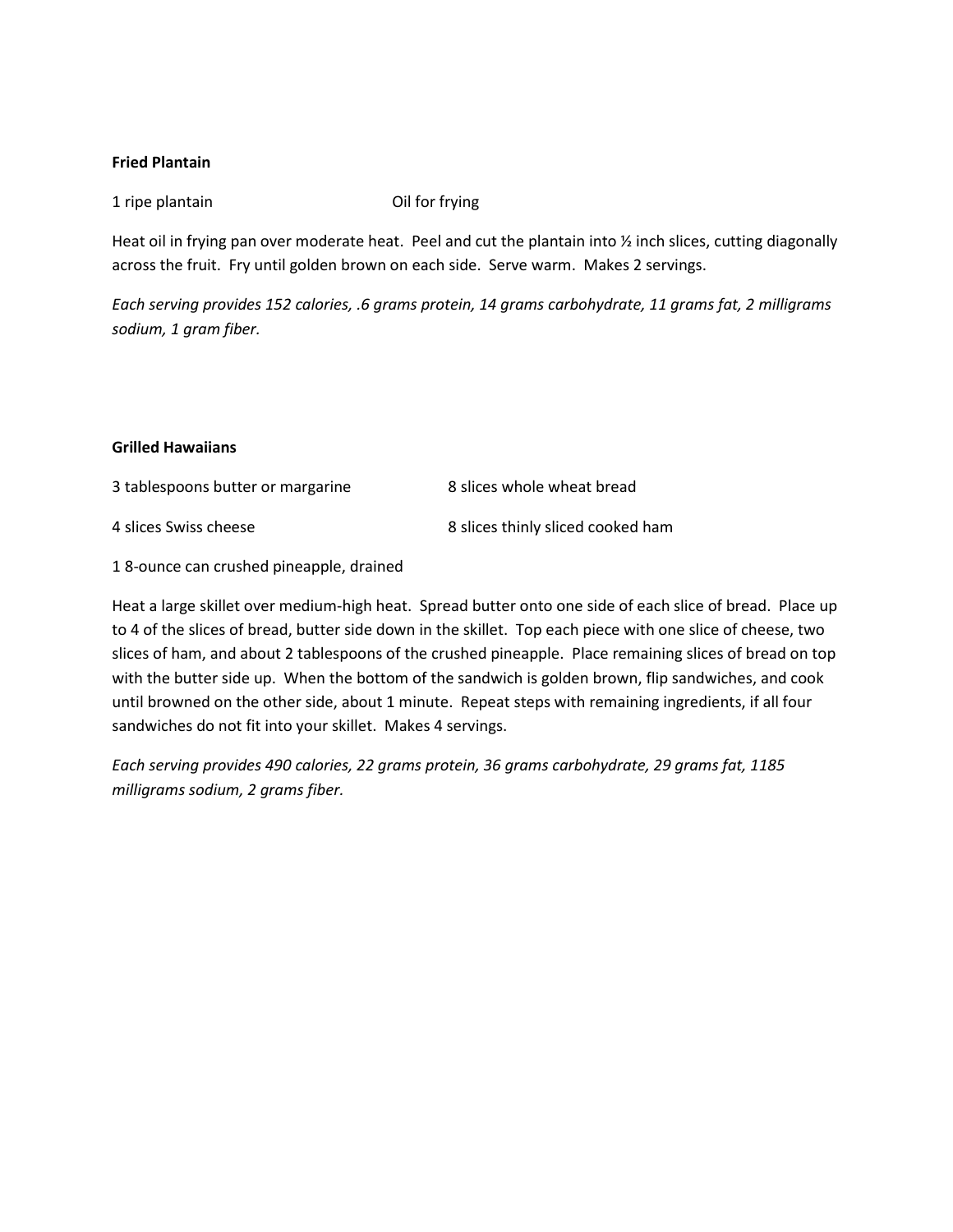**Fried Plantain**

1 ripe plantain

Oil for frying

Heat oil in frying pan over moderate heat. Peel and cut the plantain into ½ inch slices, cutting diagonally across the fruit. Fry until golden brown on each side. Serve warm. Makes 2 servings.

*Each serving provides 152 calories, .6 grams protein, 14 grams carbohydrate, 11 grams fat, 2 milligrams sodium, 1 gram fiber.*

**Grilled Hawaiians**

3 tablespoons butter or margarine

8 slices whole wheat bread

4 slices Swiss cheese

8 slices thinly sliced cooked ham

1 8-ounce can crushed pineapple, drained

Heat a large skillet over medium-high heat. Spread butter onto one side of each slice of bread. Place up to 4 of the slices of bread, butter side down in the skillet. Top each piece with one slice of cheese, two slices of ham, and about 2 tablespoons of the crushed pineapple. Place remaining slices of bread on top with the butter side up. When the bottom of the sandwich is golden brown, flip sandwiches, and cook until browned on the other side, about 1 minute. Repeat steps with remaining ingredients, if all four sandwiches do not fit into your skillet. Makes 4 servings.

*Each serving provides 490 calories, 22 grams protein, 36 grams carbohydrate, 29 grams fat, 1185 milligrams sodium, 2 grams fiber.*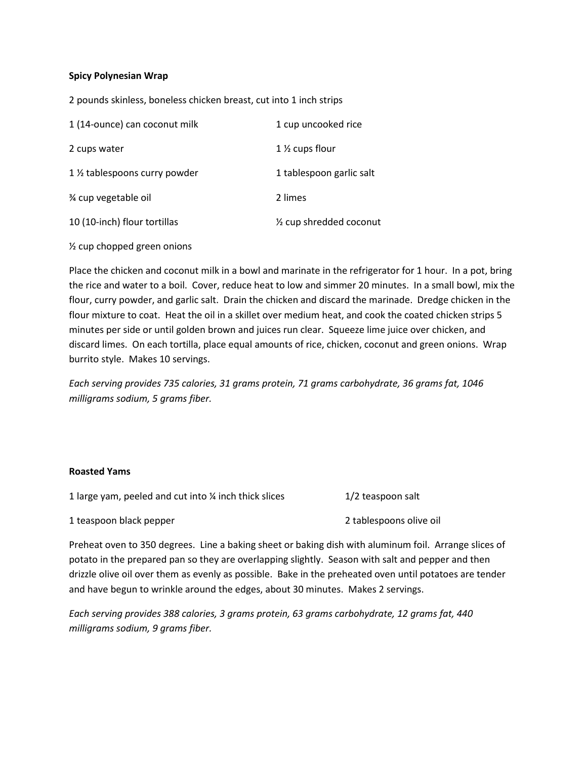**Spicy Polynesian Wrap**

2 pounds skinless, boneless chicken breast, cut into 1 inch strips

1 (14-ounce) can coconut milk

2 cups water

1 ½ tablespoons curry powder

¾ cup vegetable oil

10 (10-inch) flour tortillas

½ cup chopped green onions

1 cup uncooked rice

1 ½ cups flour

1 tablespoon garlic salt

2 limes

½ cup shredded coconut

Place the chicken and coconut milk in a bowl and marinate in the refrigerator for 1 hour. In a pot, bring the rice and water to a boil. Cover, reduce heat to low and simmer 20 minutes. In a small bowl, mix the flour, curry powder, and garlic salt. Drain the chicken and discard the marinade. Dredge chicken in the flour mixture to coat. Heat the oil in a skillet over medium heat, and cook the coated chicken strips 5 minutes per side or until golden brown and juices run clear. Squeeze lime juice over chicken, and discard limes. On each tortilla, place equal amounts of rice, chicken, coconut and green onions. Wrap burrito style. Makes 10 servings.

*Each serving provides 735 calories, 31 grams protein, 71 grams carbohydrate, 36 grams fat, 1046 milligrams sodium, 5 grams fiber.*

**Roasted Yams**

1 large yam, peeled and cut into ¼ inch thick slices

1 teaspoon black pepper

1/2 teaspoon salt

2 tablespoons olive oil

Preheat oven to 350 degrees. Line a baking sheet or baking dish with aluminum foil. Arrange slices of potato in the prepared pan so they are overlapping slightly. Season with salt and pepper and then drizzle olive oil over them as evenly as possible. Bake in the preheated oven until potatoes are tender and have begun to wrinkle around the edges, about 30 minutes. Makes 2 servings.

*Each serving provides 388 calories, 3 grams protein, 63 grams carbohydrate, 12 grams fat, 440 milligrams sodium, 9 grams fiber.*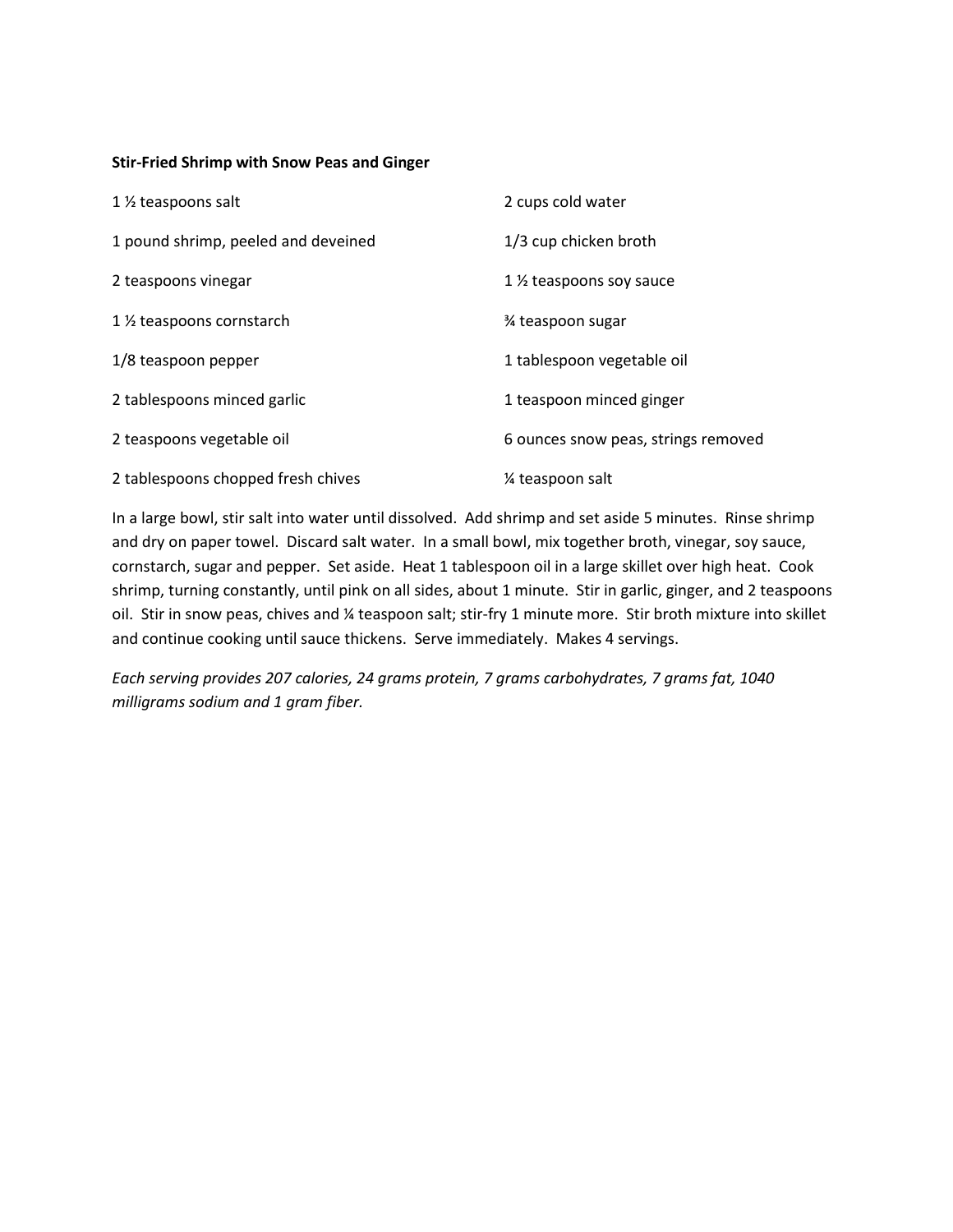**Stir-Fried Shrimp with Snow Peas and Ginger**

1 ½ teaspoons salt
2 cups cold water
1 pound shrimp, peeled and deveined
1/3 cup chicken broth
2 teaspoons vinegar
1 ½ teaspoons soy sauce
1 ½ teaspoons cornstarch
¾ teaspoon sugar
1/8 teaspoon pepper
1 tablespoon vegetable oil
2 tablespoons minced garlic
1 teaspoon minced ginger
2 teaspoons vegetable oil
6 ounces snow peas, strings removed
2 tablespoons chopped fresh chives
¼ teaspoon salt

In a large bowl, stir salt into water until dissolved. Add shrimp and set aside 5 minutes. Rinse shrimp and dry on paper towel. Discard salt water. In a small bowl, mix together broth, vinegar, soy sauce, cornstarch, sugar and pepper. Set aside. Heat 1 tablespoon oil in a large skillet over high heat. Cook shrimp, turning constantly, until pink on all sides, about 1 minute. Stir in garlic, ginger, and 2 teaspoons oil. Stir in snow peas, chives and ¼ teaspoon salt; stir-fry 1 minute more. Stir broth mixture into skillet and continue cooking until sauce thickens. Serve immediately. Makes 4 servings.

*Each serving provides 207 calories, 24 grams protein, 7 grams carbohydrates, 7 grams fat, 1040 milligrams sodium and 1 gram fiber.*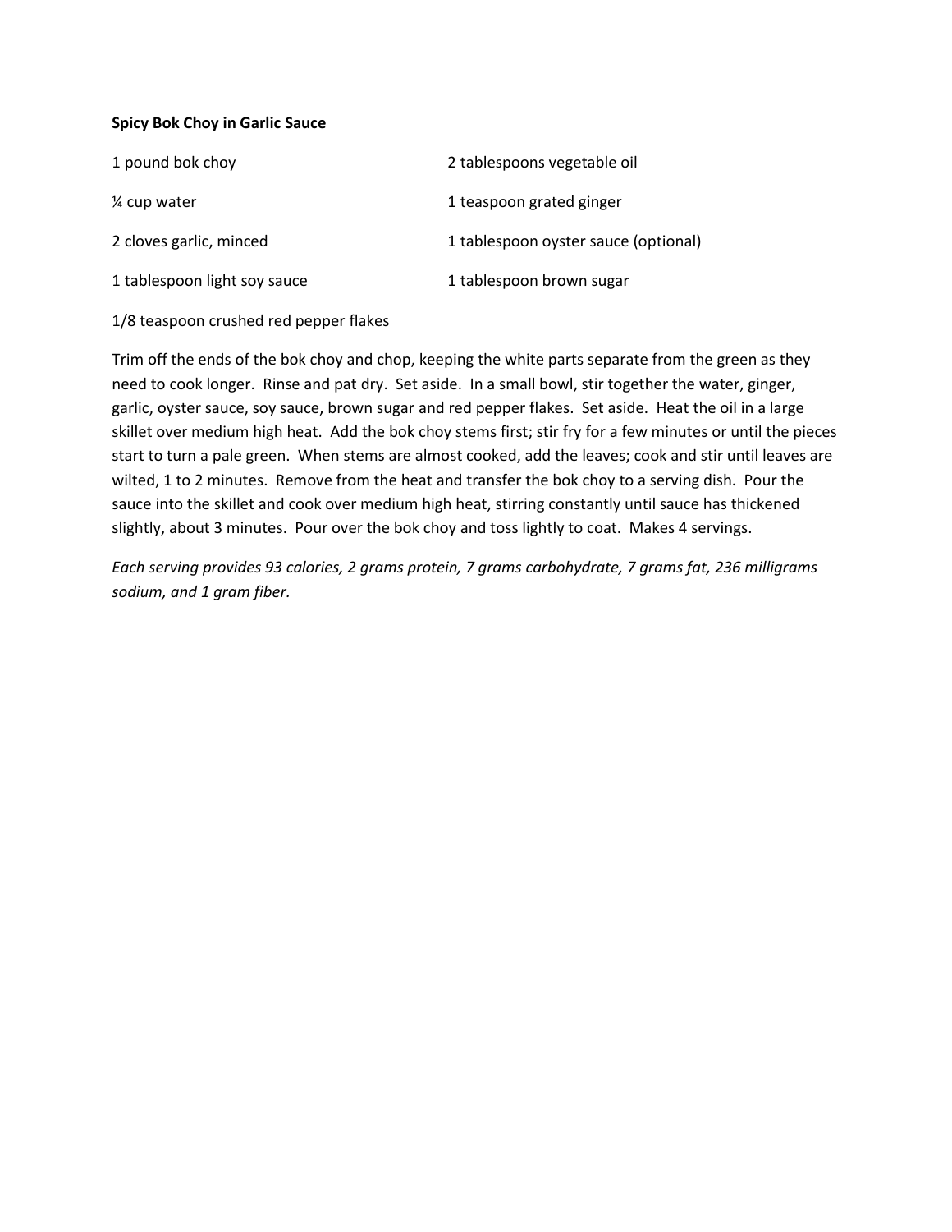**Spicy Bok Choy in Garlic Sauce**

1 pound bok choy

2 tablespoons vegetable oil

¼ cup water

1 teaspoon grated ginger

2 cloves garlic, minced

1 tablespoon oyster sauce (optional)

1 tablespoon light soy sauce

1 tablespoon brown sugar

1/8 teaspoon crushed red pepper flakes

Trim off the ends of the bok choy and chop, keeping the white parts separate from the green as they need to cook longer. Rinse and pat dry. Set aside. In a small bowl, stir together the water, ginger, garlic, oyster sauce, soy sauce, brown sugar and red pepper flakes. Set aside. Heat the oil in a large skillet over medium high heat. Add the bok choy stems first; stir fry for a few minutes or until the pieces start to turn a pale green. When stems are almost cooked, add the leaves; cook and stir until leaves are wilted, 1 to 2 minutes. Remove from the heat and transfer the bok choy to a serving dish. Pour the sauce into the skillet and cook over medium high heat, stirring constantly until sauce has thickened slightly, about 3 minutes. Pour over the bok choy and toss lightly to coat. Makes 4 servings.

*Each serving provides 93 calories, 2 grams protein, 7 grams carbohydrate, 7 grams fat, 236 milligrams sodium, and 1 gram fiber.*